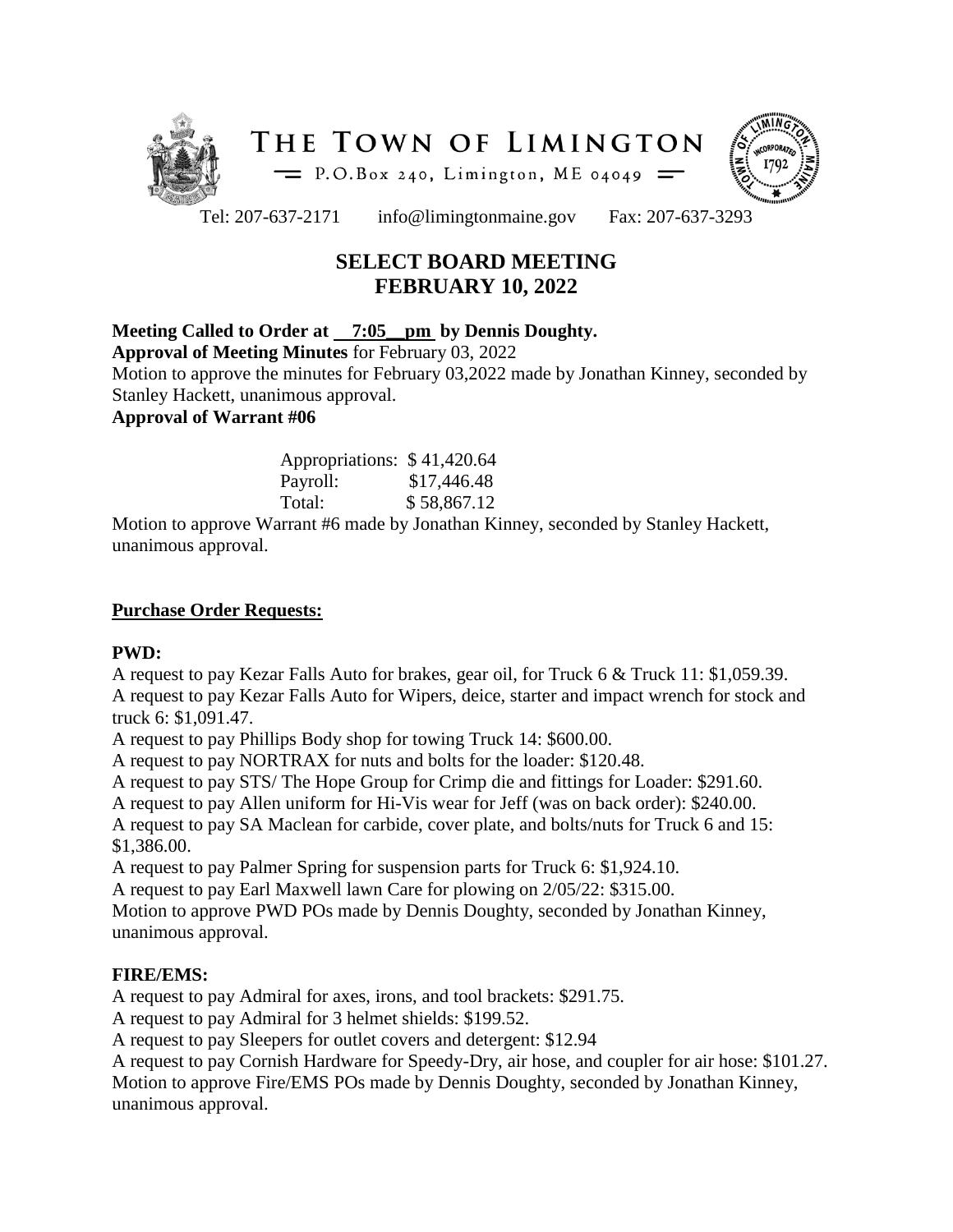# THE TOWN OF LIMINGTON

P.O.Box 240, Limington, ME 04049

Tel: 207-637-2171 info@limingtonmaine.gov Fax: 207-637-3293

## SELECT BOARD MEETING
## FEBRUARY 10, 2022

**Meeting Called to Order at 7:05 pm by Dennis Doughty.**

**Approval of Meeting Minutes** for February 03, 2022

Motion to approve the minutes for February 03,2022 made by Jonathan Kinney, seconded by Stanley Hackett, unanimous approval.

**Approval of Warrant #06**

| | |
|---|---|
| Appropriations: | $ 41,420.64 |
| Payroll: | $17,446.48 |
| Total: | $ 58,867.12 |

Motion to approve Warrant #6 made by Jonathan Kinney, seconded by Stanley Hackett, unanimous approval.

**Purchase Order Requests:**

**PWD:**

A request to pay Kezar Falls Auto for brakes, gear oil, for Truck 6 & Truck 11: $1,059.39.

A request to pay Kezar Falls Auto for Wipers, deice, starter and impact wrench for stock and truck 6: $1,091.47.

A request to pay Phillips Body shop for towing Truck 14: $600.00.

A request to pay NORTRAX for nuts and bolts for the loader: $120.48.

A request to pay STS/ The Hope Group for Crimp die and fittings for Loader: $291.60.

A request to pay Allen uniform for Hi-Vis wear for Jeff (was on back order): $240.00.

A request to pay SA Maclean for carbide, cover plate, and bolts/nuts for Truck 6 and 15: $1,386.00.

A request to pay Palmer Spring for suspension parts for Truck 6: $1,924.10.

A request to pay Earl Maxwell lawn Care for plowing on 2/05/22: $315.00.

Motion to approve PWD POs made by Dennis Doughty, seconded by Jonathan Kinney, unanimous approval.

**FIRE/EMS:**

A request to pay Admiral for axes, irons, and tool brackets: $291.75.

A request to pay Admiral for 3 helmet shields: $199.52.

A request to pay Sleepers for outlet covers and detergent: $12.94

A request to pay Cornish Hardware for Speedy-Dry, air hose, and coupler for air hose: $101.27.

Motion to approve Fire/EMS POs made by Dennis Doughty, seconded by Jonathan Kinney, unanimous approval.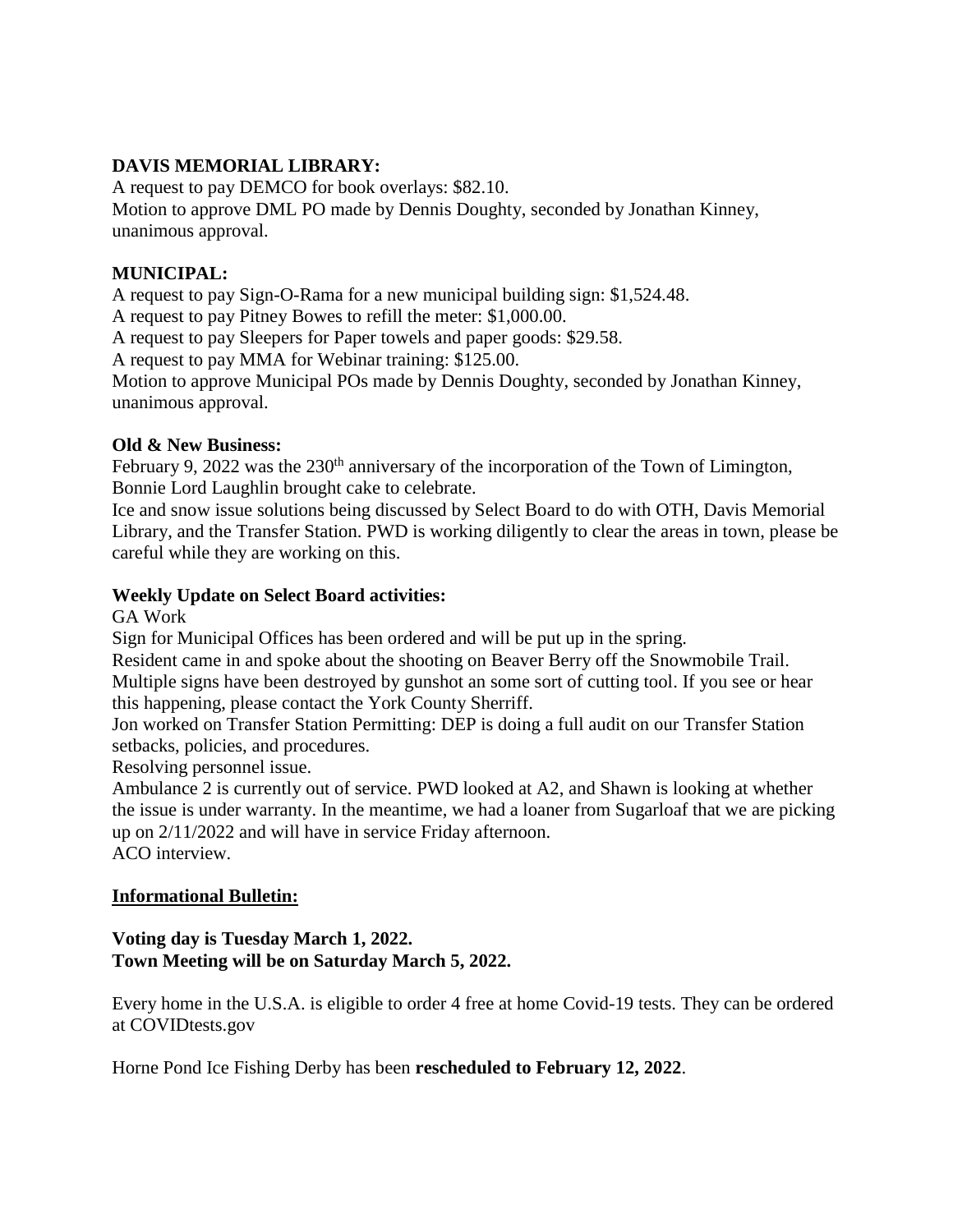**DAVIS MEMORIAL LIBRARY:**

A request to pay DEMCO for book overlays: $82.10.
Motion to approve DML PO made by Dennis Doughty, seconded by Jonathan Kinney, unanimous approval.

**MUNICIPAL:**

A request to pay Sign-O-Rama for a new municipal building sign: $1,524.48.
A request to pay Pitney Bowes to refill the meter: $1,000.00.
A request to pay Sleepers for Paper towels and paper goods: $29.58.
A request to pay MMA for Webinar training: $125.00.
Motion to approve Municipal POs made by Dennis Doughty, seconded by Jonathan Kinney, unanimous approval.

**Old & New Business:**

February 9, 2022 was the 230th anniversary of the incorporation of the Town of Limington, Bonnie Lord Laughlin brought cake to celebrate.
Ice and snow issue solutions being discussed by Select Board to do with OTH, Davis Memorial Library, and the Transfer Station. PWD is working diligently to clear the areas in town, please be careful while they are working on this.

**Weekly Update on Select Board activities:**

GA Work
Sign for Municipal Offices has been ordered and will be put up in the spring.
Resident came in and spoke about the shooting on Beaver Berry off the Snowmobile Trail. Multiple signs have been destroyed by gunshot an some sort of cutting tool. If you see or hear this happening, please contact the York County Sherriff.
Jon worked on Transfer Station Permitting: DEP is doing a full audit on our Transfer Station setbacks, policies, and procedures.
Resolving personnel issue.
Ambulance 2 is currently out of service. PWD looked at A2, and Shawn is looking at whether the issue is under warranty. In the meantime, we had a loaner from Sugarloaf that we are picking up on 2/11/2022 and will have in service Friday afternoon.
ACO interview.

**Informational Bulletin:**

**Voting day is Tuesday March 1, 2022.**
**Town Meeting will be on Saturday March 5, 2022.**

Every home in the U.S.A. is eligible to order 4 free at home Covid-19 tests. They can be ordered at COVIDtests.gov

Horne Pond Ice Fishing Derby has been **rescheduled to February 12, 2022**.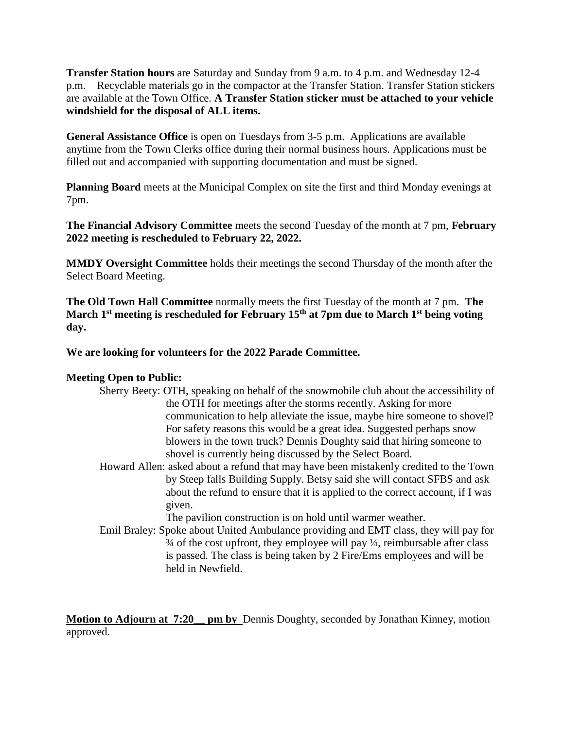**Transfer Station hours** are Saturday and Sunday from 9 a.m. to 4 p.m. and Wednesday 12-4 p.m. Recyclable materials go in the compactor at the Transfer Station. Transfer Station stickers are available at the Town Office. **A Transfer Station sticker must be attached to your vehicle windshield for the disposal of ALL items.**

**General Assistance Office** is open on Tuesdays from 3-5 p.m. Applications are available anytime from the Town Clerks office during their normal business hours. Applications must be filled out and accompanied with supporting documentation and must be signed.

**Planning Board** meets at the Municipal Complex on site the first and third Monday evenings at 7pm.

**The Financial Advisory Committee** meets the second Tuesday of the month at 7 pm, **February 2022 meeting is rescheduled to February 22, 2022.**

**MMDY Oversight Committee** holds their meetings the second Thursday of the month after the Select Board Meeting.

**The Old Town Hall Committee** normally meets the first Tuesday of the month at 7 pm. **The March 1st meeting is rescheduled for February 15th at 7pm due to March 1st being voting day.**

**We are looking for volunteers for the 2022 Parade Committee.**

**Meeting Open to Public:**

Sherry Beety: OTH, speaking on behalf of the snowmobile club about the accessibility of the OTH for meetings after the storms recently. Asking for more communication to help alleviate the issue, maybe hire someone to shovel? For safety reasons this would be a great idea. Suggested perhaps snow blowers in the town truck? Dennis Doughty said that hiring someone to shovel is currently being discussed by the Select Board.

Howard Allen: asked about a refund that may have been mistakenly credited to the Town by Steep falls Building Supply. Betsy said she will contact SFBS and ask about the refund to ensure that it is applied to the correct account, if I was given.

The pavilion construction is on hold until warmer weather.

Emil Braley: Spoke about United Ambulance providing and EMT class, they will pay for ¾ of the cost upfront, they employee will pay ¼, reimbursable after class is passed. The class is being taken by 2 Fire/Ems employees and will be held in Newfield.

**Motion to Adjourn at 7:20__ pm by** Dennis Doughty, seconded by Jonathan Kinney, motion approved.